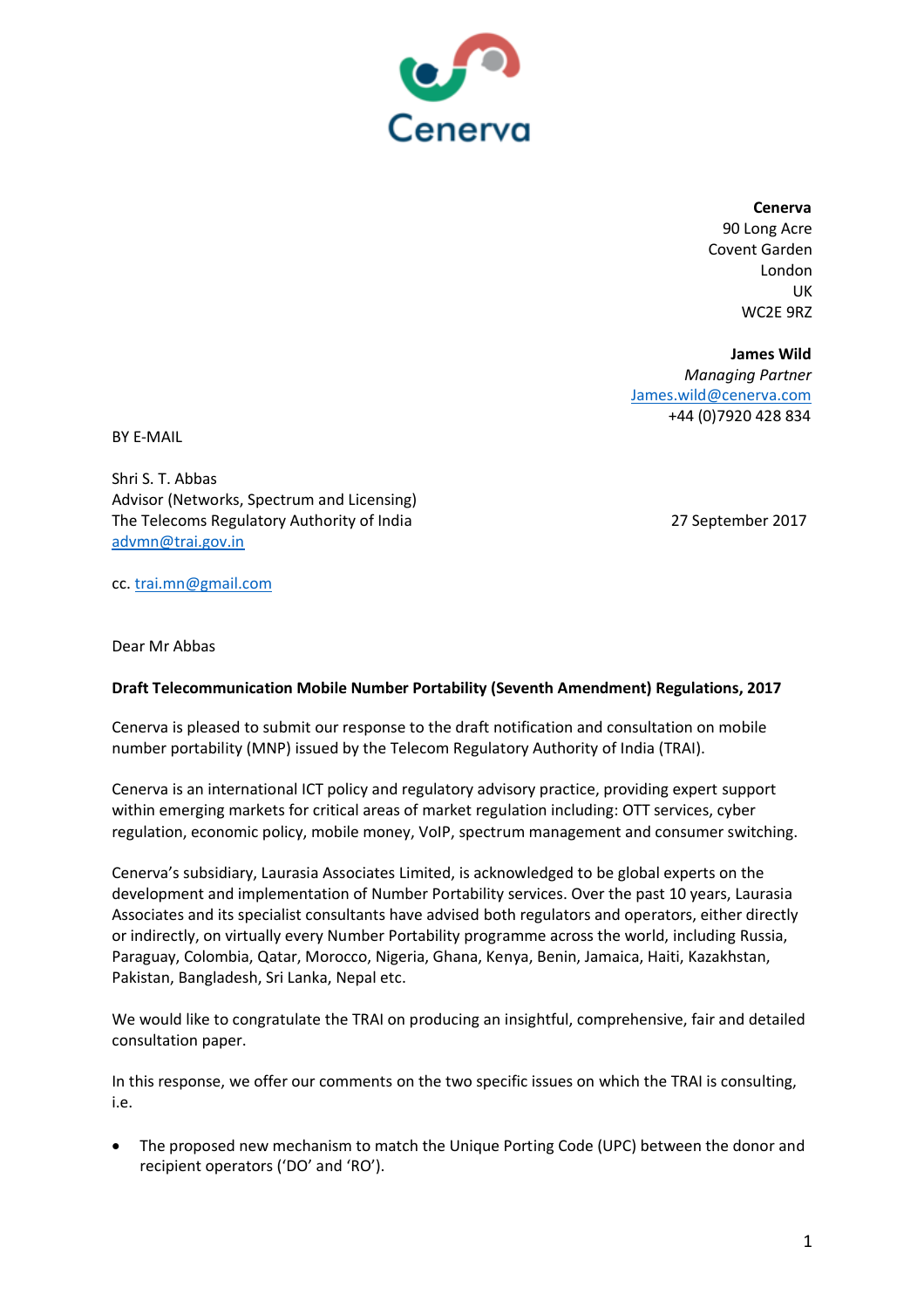**Cenerva**
90 Long Acre
Covent Garden
London
UK
WC2E 9RZ

**James Wild**
*Managing Partner*
James.wild@cenerva.com
+44 (0)7920 428 834

BY E-MAIL

Shri S. T. Abbas
Advisor (Networks, Spectrum and Licensing)
The Telecoms Regulatory Authority of India
advmn@trai.gov.in

27 September 2017

cc. trai.mn@gmail.com

Dear Mr Abbas

**Draft Telecommunication Mobile Number Portability (Seventh Amendment) Regulations, 2017**

Cenerva is pleased to submit our response to the draft notification and consultation on mobile number portability (MNP) issued by the Telecom Regulatory Authority of India (TRAI).

Cenerva is an international ICT policy and regulatory advisory practice, providing expert support within emerging markets for critical areas of market regulation including: OTT services, cyber regulation, economic policy, mobile money, VoIP, spectrum management and consumer switching.

Cenerva's subsidiary, Laurasia Associates Limited, is acknowledged to be global experts on the development and implementation of Number Portability services. Over the past 10 years, Laurasia Associates and its specialist consultants have advised both regulators and operators, either directly or indirectly, on virtually every Number Portability programme across the world, including Russia, Paraguay, Colombia, Qatar, Morocco, Nigeria, Ghana, Kenya, Benin, Jamaica, Haiti, Kazakhstan, Pakistan, Bangladesh, Sri Lanka, Nepal etc.

We would like to congratulate the TRAI on producing an insightful, comprehensive, fair and detailed consultation paper.

In this response, we offer our comments on the two specific issues on which the TRAI is consulting, i.e.

- The proposed new mechanism to match the Unique Porting Code (UPC) between the donor and recipient operators ('DO' and 'RO').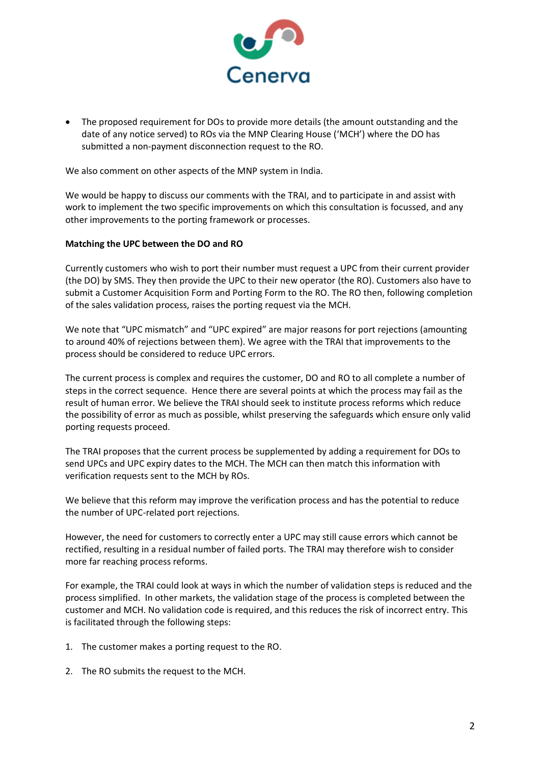- The proposed requirement for DOs to provide more details (the amount outstanding and the date of any notice served) to ROs via the MNP Clearing House ('MCH') where the DO has submitted a non-payment disconnection request to the RO.

We also comment on other aspects of the MNP system in India.

We would be happy to discuss our comments with the TRAI, and to participate in and assist with work to implement the two specific improvements on which this consultation is focussed, and any other improvements to the porting framework or processes.

**Matching the UPC between the DO and RO**

Currently customers who wish to port their number must request a UPC from their current provider (the DO) by SMS. They then provide the UPC to their new operator (the RO). Customers also have to submit a Customer Acquisition Form and Porting Form to the RO. The RO then, following completion of the sales validation process, raises the porting request via the MCH.

We note that "UPC mismatch" and "UPC expired" are major reasons for port rejections (amounting to around 40% of rejections between them). We agree with the TRAI that improvements to the process should be considered to reduce UPC errors.

The current process is complex and requires the customer, DO and RO to all complete a number of steps in the correct sequence. Hence there are several points at which the process may fail as the result of human error. We believe the TRAI should seek to institute process reforms which reduce the possibility of error as much as possible, whilst preserving the safeguards which ensure only valid porting requests proceed.

The TRAI proposes that the current process be supplemented by adding a requirement for DOs to send UPCs and UPC expiry dates to the MCH. The MCH can then match this information with verification requests sent to the MCH by ROs.

We believe that this reform may improve the verification process and has the potential to reduce the number of UPC-related port rejections.

However, the need for customers to correctly enter a UPC may still cause errors which cannot be rectified, resulting in a residual number of failed ports. The TRAI may therefore wish to consider more far reaching process reforms.

For example, the TRAI could look at ways in which the number of validation steps is reduced and the process simplified. In other markets, the validation stage of the process is completed between the customer and MCH. No validation code is required, and this reduces the risk of incorrect entry. This is facilitated through the following steps:

1. The customer makes a porting request to the RO.
2. The RO submits the request to the MCH.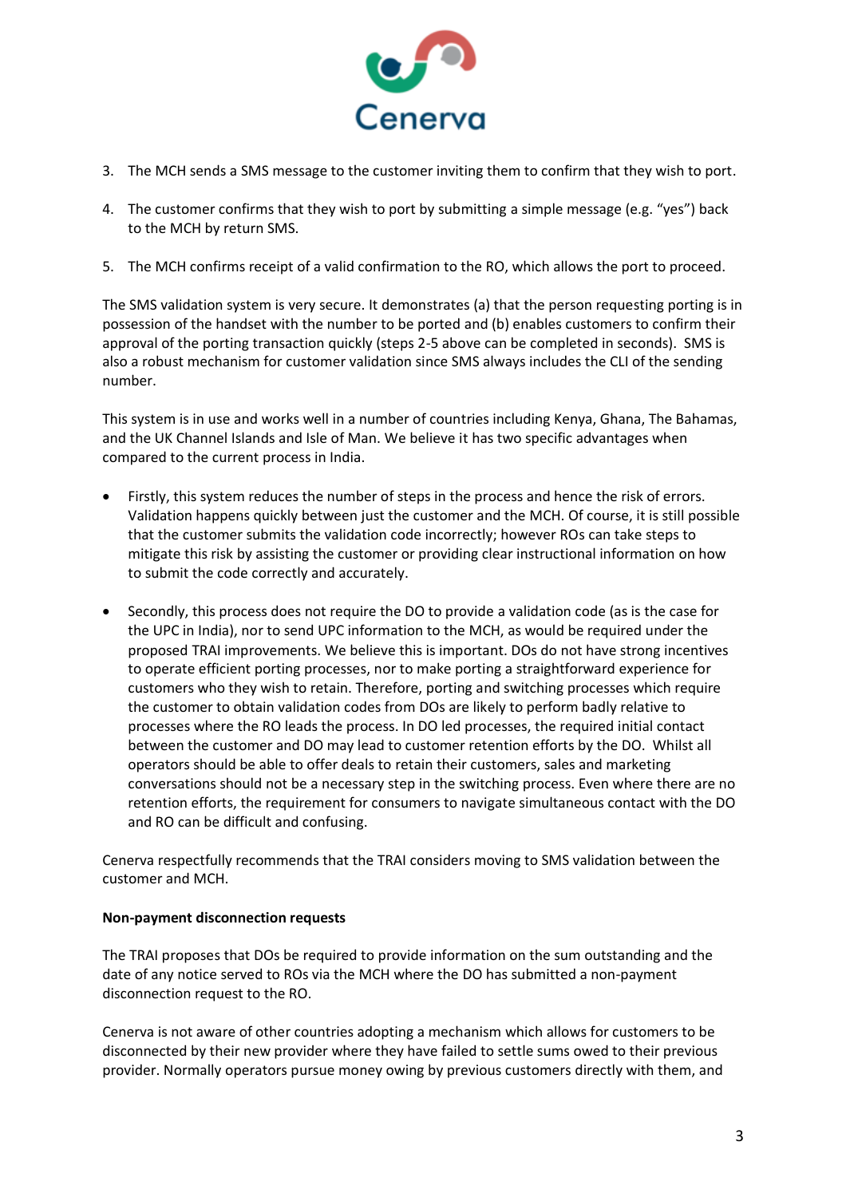3. The MCH sends a SMS message to the customer inviting them to confirm that they wish to port.

4. The customer confirms that they wish to port by submitting a simple message (e.g. "yes") back to the MCH by return SMS.

5. The MCH confirms receipt of a valid confirmation to the RO, which allows the port to proceed.

The SMS validation system is very secure. It demonstrates (a) that the person requesting porting is in possession of the handset with the number to be ported and (b) enables customers to confirm their approval of the porting transaction quickly (steps 2-5 above can be completed in seconds). SMS is also a robust mechanism for customer validation since SMS always includes the CLI of the sending number.

This system is in use and works well in a number of countries including Kenya, Ghana, The Bahamas, and the UK Channel Islands and Isle of Man. We believe it has two specific advantages when compared to the current process in India.

- Firstly, this system reduces the number of steps in the process and hence the risk of errors. Validation happens quickly between just the customer and the MCH. Of course, it is still possible that the customer submits the validation code incorrectly; however ROs can take steps to mitigate this risk by assisting the customer or providing clear instructional information on how to submit the code correctly and accurately.

- Secondly, this process does not require the DO to provide a validation code (as is the case for the UPC in India), nor to send UPC information to the MCH, as would be required under the proposed TRAI improvements. We believe this is important. DOs do not have strong incentives to operate efficient porting processes, nor to make porting a straightforward experience for customers who they wish to retain. Therefore, porting and switching processes which require the customer to obtain validation codes from DOs are likely to perform badly relative to processes where the RO leads the process. In DO led processes, the required initial contact between the customer and DO may lead to customer retention efforts by the DO. Whilst all operators should be able to offer deals to retain their customers, sales and marketing conversations should not be a necessary step in the switching process. Even where there are no retention efforts, the requirement for consumers to navigate simultaneous contact with the DO and RO can be difficult and confusing.

Cenerva respectfully recommends that the TRAI considers moving to SMS validation between the customer and MCH.

**Non-payment disconnection requests**

The TRAI proposes that DOs be required to provide information on the sum outstanding and the date of any notice served to ROs via the MCH where the DO has submitted a non-payment disconnection request to the RO.

Cenerva is not aware of other countries adopting a mechanism which allows for customers to be disconnected by their new provider where they have failed to settle sums owed to their previous provider. Normally operators pursue money owing by previous customers directly with them, and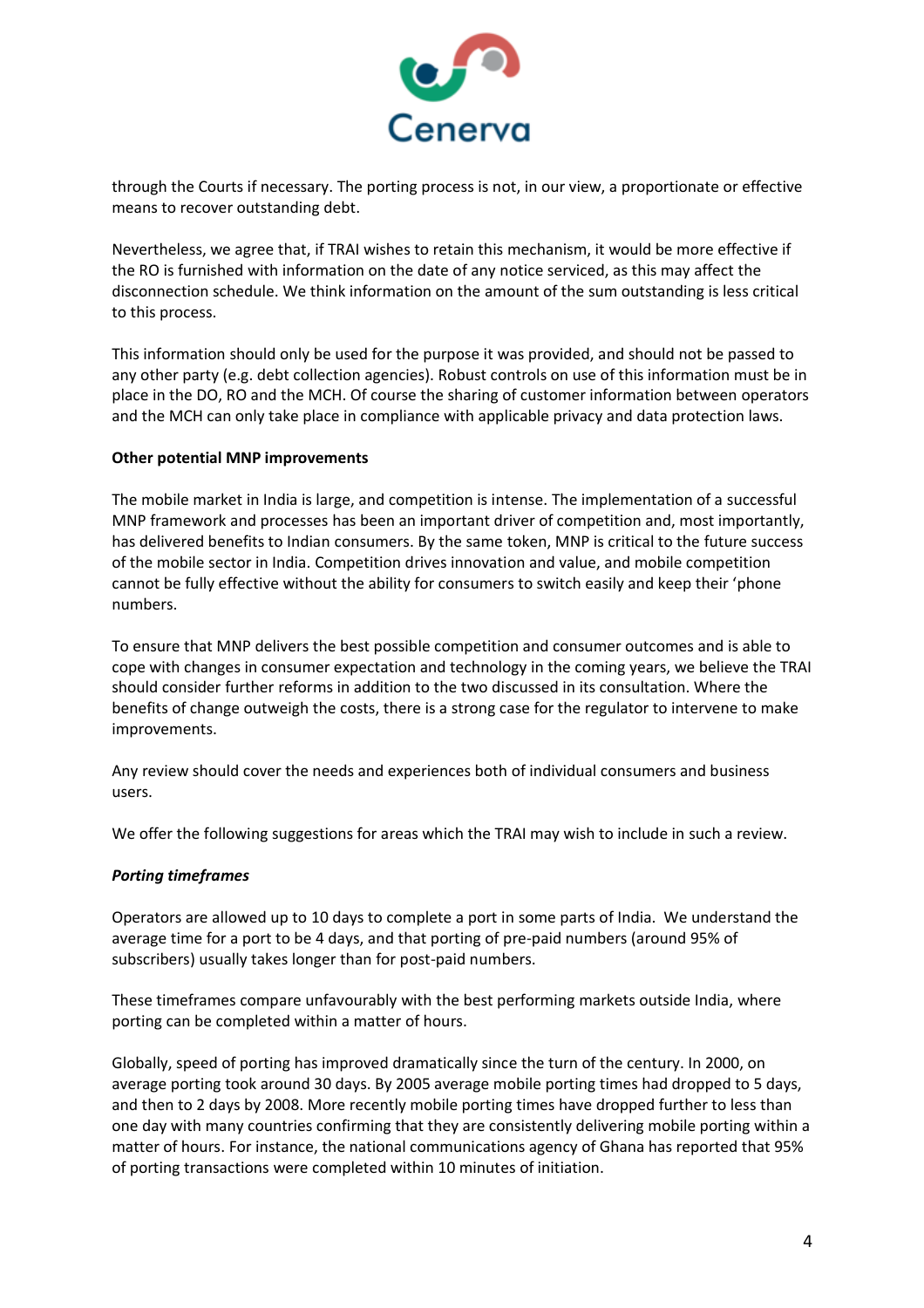through the Courts if necessary. The porting process is not, in our view, a proportionate or effective means to recover outstanding debt.

Nevertheless, we agree that, if TRAI wishes to retain this mechanism, it would be more effective if the RO is furnished with information on the date of any notice serviced, as this may affect the disconnection schedule. We think information on the amount of the sum outstanding is less critical to this process.

This information should only be used for the purpose it was provided, and should not be passed to any other party (e.g. debt collection agencies). Robust controls on use of this information must be in place in the DO, RO and the MCH. Of course the sharing of customer information between operators and the MCH can only take place in compliance with applicable privacy and data protection laws.

**Other potential MNP improvements**

The mobile market in India is large, and competition is intense. The implementation of a successful MNP framework and processes has been an important driver of competition and, most importantly, has delivered benefits to Indian consumers. By the same token, MNP is critical to the future success of the mobile sector in India. Competition drives innovation and value, and mobile competition cannot be fully effective without the ability for consumers to switch easily and keep their 'phone numbers.

To ensure that MNP delivers the best possible competition and consumer outcomes and is able to cope with changes in consumer expectation and technology in the coming years, we believe the TRAI should consider further reforms in addition to the two discussed in its consultation. Where the benefits of change outweigh the costs, there is a strong case for the regulator to intervene to make improvements.

Any review should cover the needs and experiences both of individual consumers and business users.

We offer the following suggestions for areas which the TRAI may wish to include in such a review.

***Porting timeframes***

Operators are allowed up to 10 days to complete a port in some parts of India. We understand the average time for a port to be 4 days, and that porting of pre-paid numbers (around 95% of subscribers) usually takes longer than for post-paid numbers.

These timeframes compare unfavourably with the best performing markets outside India, where porting can be completed within a matter of hours.

Globally, speed of porting has improved dramatically since the turn of the century. In 2000, on average porting took around 30 days. By 2005 average mobile porting times had dropped to 5 days, and then to 2 days by 2008. More recently mobile porting times have dropped further to less than one day with many countries confirming that they are consistently delivering mobile porting within a matter of hours. For instance, the national communications agency of Ghana has reported that 95% of porting transactions were completed within 10 minutes of initiation.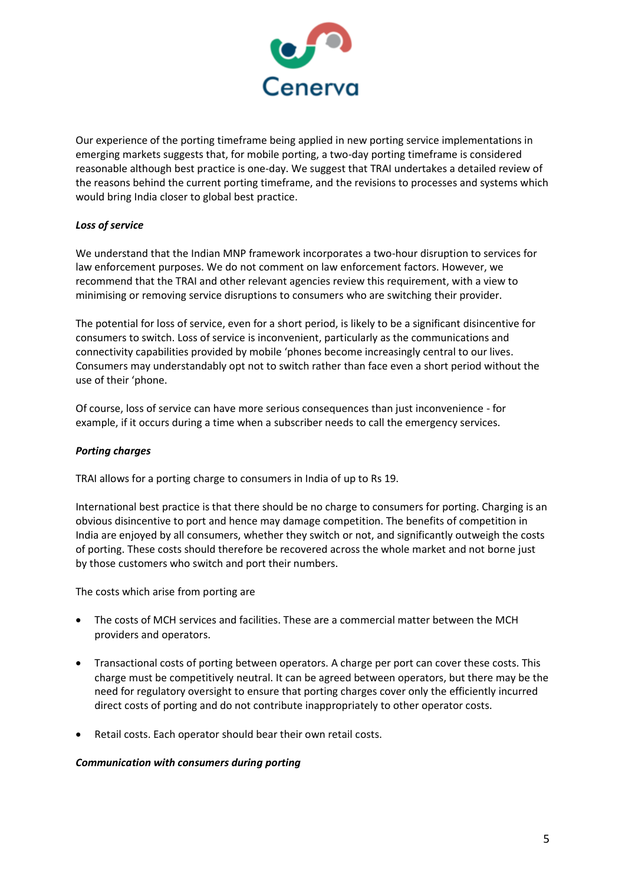Our experience of the porting timeframe being applied in new porting service implementations in emerging markets suggests that, for mobile porting, a two-day porting timeframe is considered reasonable although best practice is one-day. We suggest that TRAI undertakes a detailed review of the reasons behind the current porting timeframe, and the revisions to processes and systems which would bring India closer to global best practice.

***Loss of service***

We understand that the Indian MNP framework incorporates a two-hour disruption to services for law enforcement purposes. We do not comment on law enforcement factors. However, we recommend that the TRAI and other relevant agencies review this requirement, with a view to minimising or removing service disruptions to consumers who are switching their provider.

The potential for loss of service, even for a short period, is likely to be a significant disincentive for consumers to switch. Loss of service is inconvenient, particularly as the communications and connectivity capabilities provided by mobile 'phones become increasingly central to our lives. Consumers may understandably opt not to switch rather than face even a short period without the use of their 'phone.

Of course, loss of service can have more serious consequences than just inconvenience - for example, if it occurs during a time when a subscriber needs to call the emergency services.

***Porting charges***

TRAI allows for a porting charge to consumers in India of up to Rs 19.

International best practice is that there should be no charge to consumers for porting. Charging is an obvious disincentive to port and hence may damage competition. The benefits of competition in India are enjoyed by all consumers, whether they switch or not, and significantly outweigh the costs of porting. These costs should therefore be recovered across the whole market and not borne just by those customers who switch and port their numbers.

The costs which arise from porting are

- The costs of MCH services and facilities. These are a commercial matter between the MCH providers and operators.
- Transactional costs of porting between operators. A charge per port can cover these costs. This charge must be competitively neutral. It can be agreed between operators, but there may be the need for regulatory oversight to ensure that porting charges cover only the efficiently incurred direct costs of porting and do not contribute inappropriately to other operator costs.
- Retail costs. Each operator should bear their own retail costs.

***Communication with consumers during porting***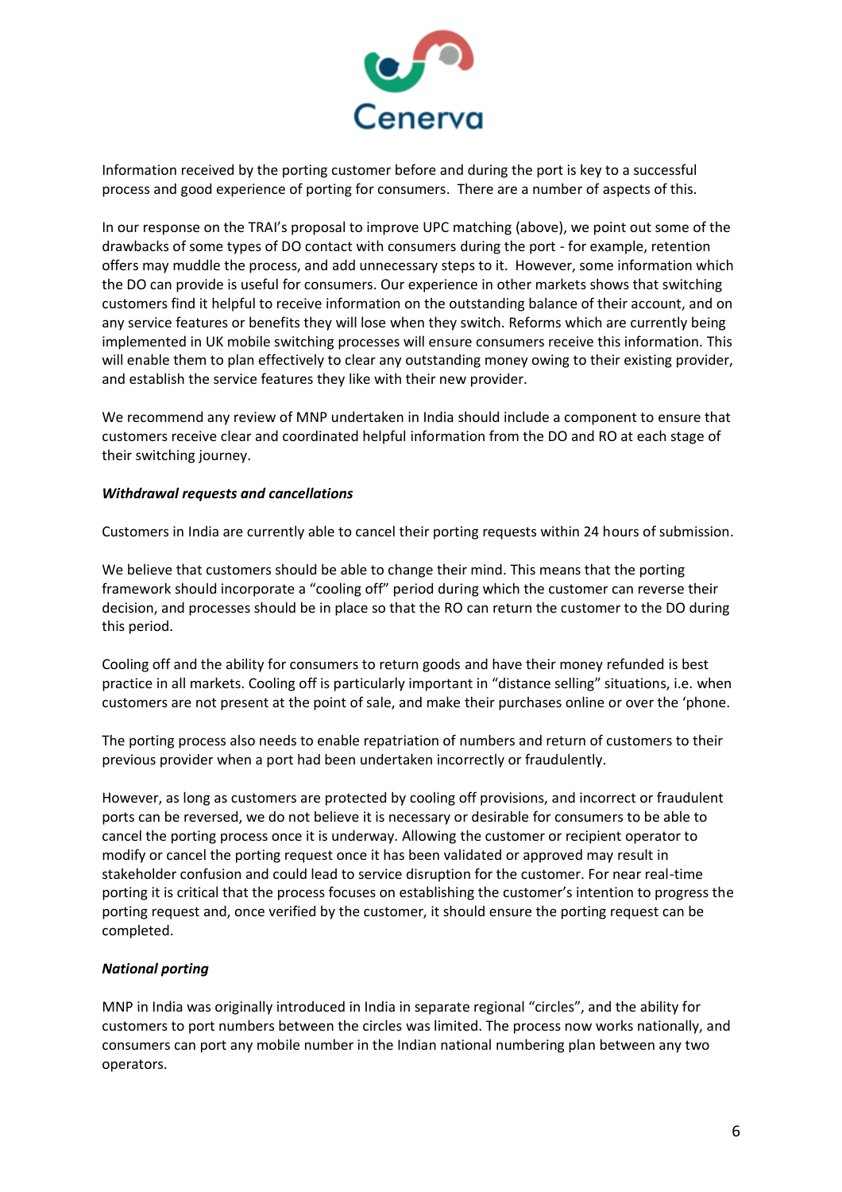Information received by the porting customer before and during the port is key to a successful process and good experience of porting for consumers. There are a number of aspects of this.

In our response on the TRAI's proposal to improve UPC matching (above), we point out some of the drawbacks of some types of DO contact with consumers during the port - for example, retention offers may muddle the process, and add unnecessary steps to it. However, some information which the DO can provide is useful for consumers. Our experience in other markets shows that switching customers find it helpful to receive information on the outstanding balance of their account, and on any service features or benefits they will lose when they switch. Reforms which are currently being implemented in UK mobile switching processes will ensure consumers receive this information. This will enable them to plan effectively to clear any outstanding money owing to their existing provider, and establish the service features they like with their new provider.

We recommend any review of MNP undertaken in India should include a component to ensure that customers receive clear and coordinated helpful information from the DO and RO at each stage of their switching journey.

***Withdrawal requests and cancellations***

Customers in India are currently able to cancel their porting requests within 24 hours of submission.

We believe that customers should be able to change their mind. This means that the porting framework should incorporate a "cooling off" period during which the customer can reverse their decision, and processes should be in place so that the RO can return the customer to the DO during this period.

Cooling off and the ability for consumers to return goods and have their money refunded is best practice in all markets. Cooling off is particularly important in "distance selling" situations, i.e. when customers are not present at the point of sale, and make their purchases online or over the 'phone.

The porting process also needs to enable repatriation of numbers and return of customers to their previous provider when a port had been undertaken incorrectly or fraudulently.

However, as long as customers are protected by cooling off provisions, and incorrect or fraudulent ports can be reversed, we do not believe it is necessary or desirable for consumers to be able to cancel the porting process once it is underway. Allowing the customer or recipient operator to modify or cancel the porting request once it has been validated or approved may result in stakeholder confusion and could lead to service disruption for the customer. For near real-time porting it is critical that the process focuses on establishing the customer's intention to progress the porting request and, once verified by the customer, it should ensure the porting request can be completed.

***National porting***

MNP in India was originally introduced in India in separate regional "circles", and the ability for customers to port numbers between the circles was limited. The process now works nationally, and consumers can port any mobile number in the Indian national numbering plan between any two operators.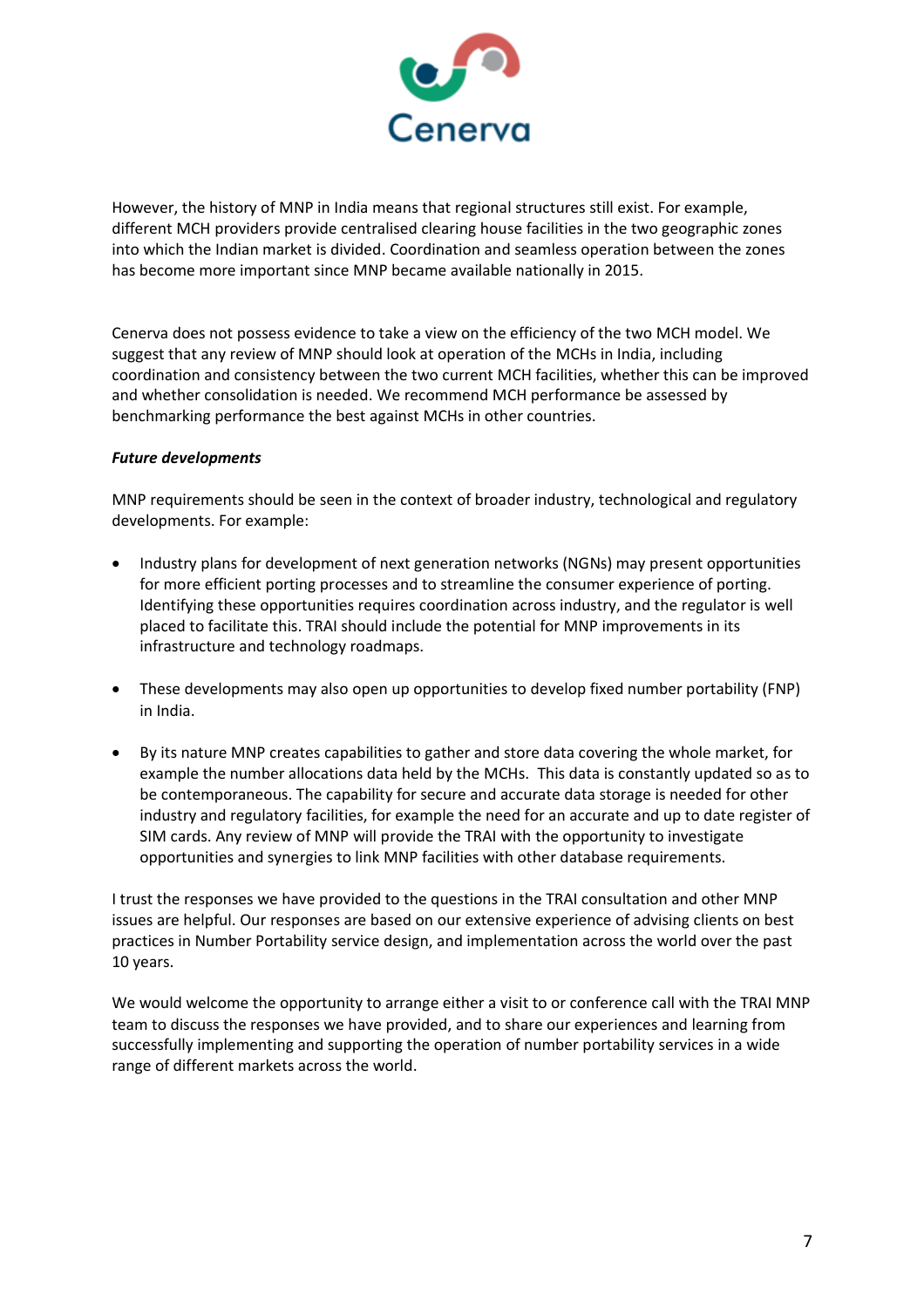However, the history of MNP in India means that regional structures still exist. For example, different MCH providers provide centralised clearing house facilities in the two geographic zones into which the Indian market is divided. Coordination and seamless operation between the zones has become more important since MNP became available nationally in 2015.

Cenerva does not possess evidence to take a view on the efficiency of the two MCH model. We suggest that any review of MNP should look at operation of the MCHs in India, including coordination and consistency between the two current MCH facilities, whether this can be improved and whether consolidation is needed. We recommend MCH performance be assessed by benchmarking performance the best against MCHs in other countries.

***Future developments***

MNP requirements should be seen in the context of broader industry, technological and regulatory developments. For example:

- Industry plans for development of next generation networks (NGNs) may present opportunities for more efficient porting processes and to streamline the consumer experience of porting. Identifying these opportunities requires coordination across industry, and the regulator is well placed to facilitate this. TRAI should include the potential for MNP improvements in its infrastructure and technology roadmaps.

- These developments may also open up opportunities to develop fixed number portability (FNP) in India.

- By its nature MNP creates capabilities to gather and store data covering the whole market, for example the number allocations data held by the MCHs. This data is constantly updated so as to be contemporaneous. The capability for secure and accurate data storage is needed for other industry and regulatory facilities, for example the need for an accurate and up to date register of SIM cards. Any review of MNP will provide the TRAI with the opportunity to investigate opportunities and synergies to link MNP facilities with other database requirements.

I trust the responses we have provided to the questions in the TRAI consultation and other MNP issues are helpful. Our responses are based on our extensive experience of advising clients on best practices in Number Portability service design, and implementation across the world over the past 10 years.

We would welcome the opportunity to arrange either a visit to or conference call with the TRAI MNP team to discuss the responses we have provided, and to share our experiences and learning from successfully implementing and supporting the operation of number portability services in a wide range of different markets across the world.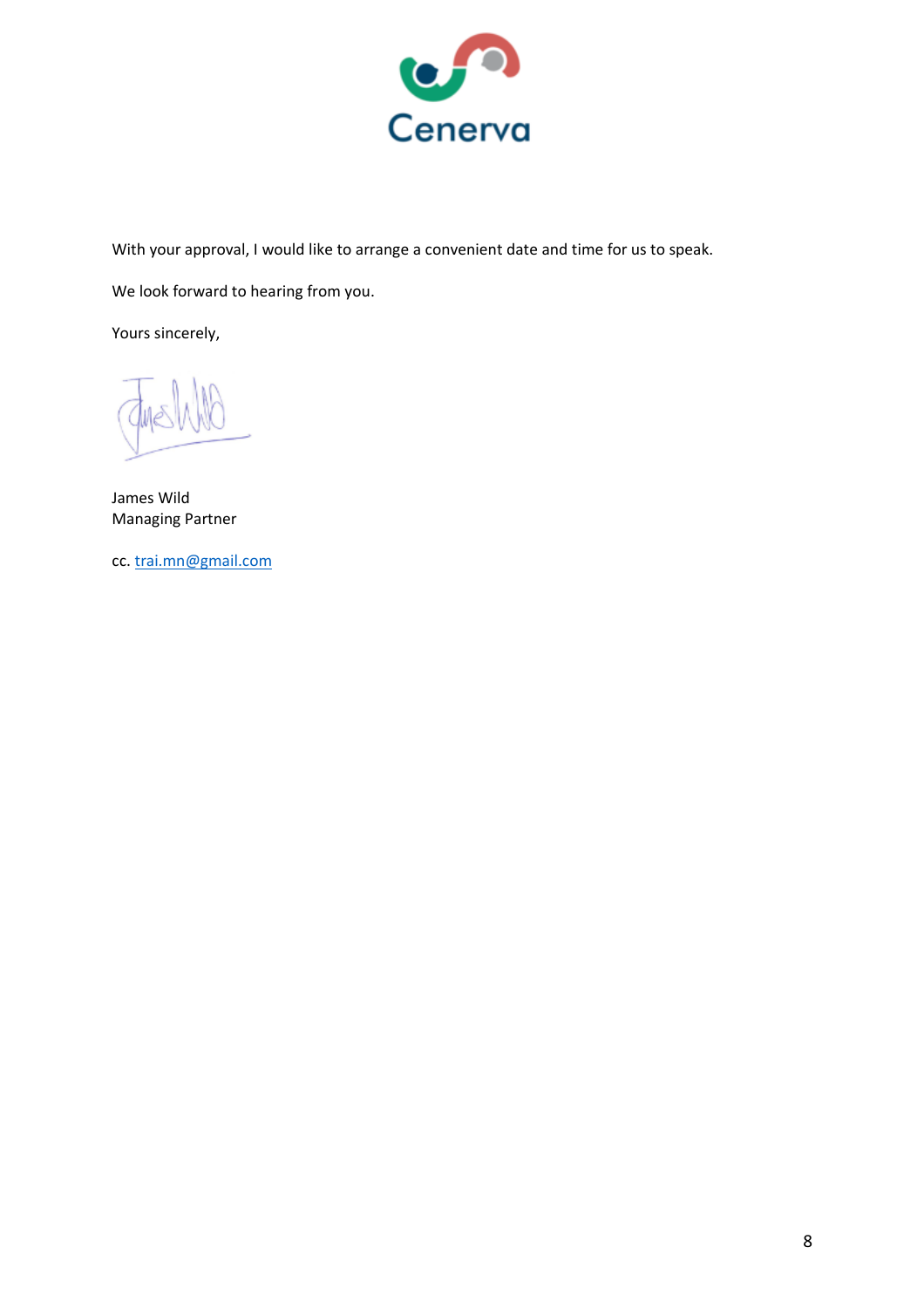Cenerva

With your approval, I would like to arrange a convenient date and time for us to speak.

We look forward to hearing from you.

Yours sincerely,

James Wild
Managing Partner

cc. trai.mn@gmail.com